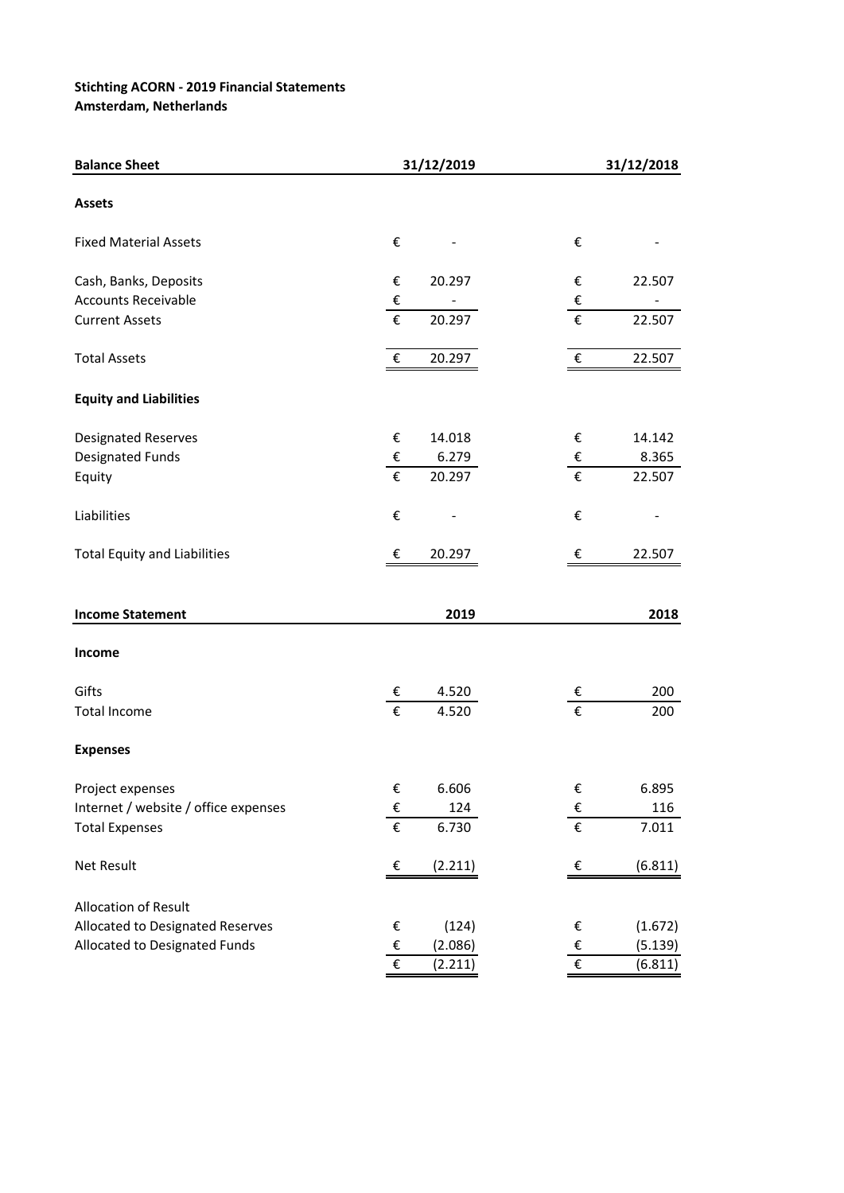**Stichting ACORN - 2019 Financial Statements**
**Amsterdam, Netherlands**

| **Balance Sheet** | **31/12/2019** | **31/12/2018** |
|---|---|---|
| **Assets** | | |
| Fixed Material Assets | € - | € - |
| Cash, Banks, Deposits | € 20.297 | € 22.507 |
| Accounts Receivable | € - | € - |
| Current Assets | € 20.297 | € 22.507 |
| Total Assets | € 20.297 | € 22.507 |
| **Equity and Liabilities** | | |
| Designated Reserves | € 14.018 | € 14.142 |
| Designated Funds | € 6.279 | € 8.365 |
| Equity | € 20.297 | € 22.507 |
| Liabilities | € - | € - |
| Total Equity and Liabilities | € 20.297 | € 22.507 |

| **Income Statement** | **2019** | **2018** |
|---|---|---|
| **Income** | | |
| Gifts | € 4.520 | € 200 |
| Total Income | € 4.520 | € 200 |
| **Expenses** | | |
| Project expenses | € 6.606 | € 6.895 |
| Internet / website / office expenses | € 124 | € 116 |
| Total Expenses | € 6.730 | € 7.011 |
| Net Result | € (2.211) | € (6.811) |
| Allocation of Result | | |
| Allocated to Designated Reserves | € (124) | € (1.672) |
| Allocated to Designated Funds | € (2.086) | € (5.139) |
| | € (2.211) | € (6.811) |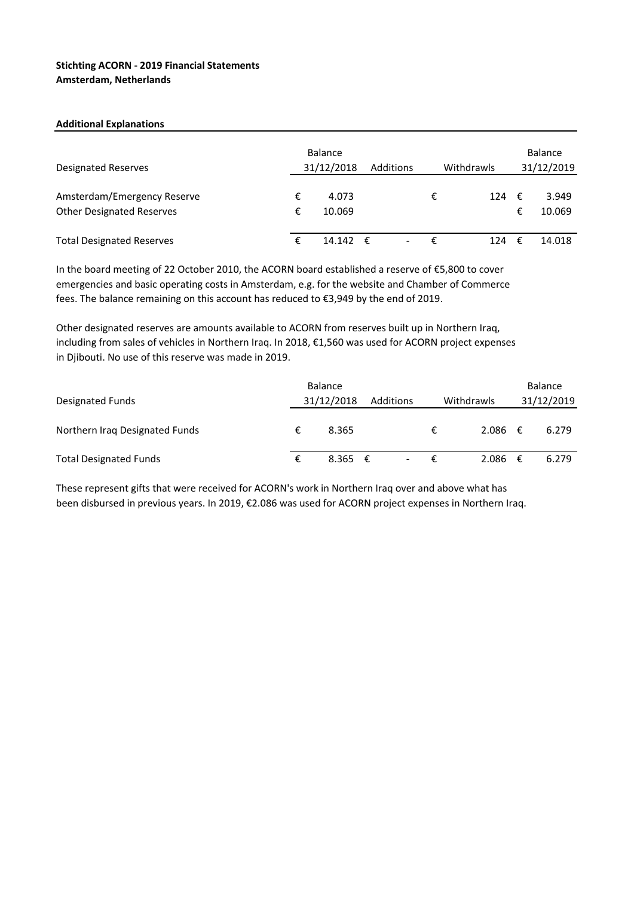**Stichting ACORN - 2019 Financial Statements**
**Amsterdam, Netherlands**

**Additional Explanations**

| Designated Reserves | Balance 31/12/2018 | Additions | Withdrawls | Balance 31/12/2019 |
|---|---|---|---|---|
| Amsterdam/Emergency Reserve | € 4.073 | | € 124 | € 3.949 |
| Other Designated Reserves | € 10.069 | | | € 10.069 |
| Total Designated Reserves | € 14.142 | € - | € 124 | € 14.018 |

In the board meeting of 22 October 2010, the ACORN board established a reserve of €5,800 to cover emergencies and basic operating costs in Amsterdam, e.g. for the website and Chamber of Commerce fees. The balance remaining on this account has reduced to €3,949 by the end of 2019.

Other designated reserves are amounts available to ACORN from reserves built up in Northern Iraq, including from sales of vehicles in Northern Iraq. In 2018, €1,560 was used for ACORN project expenses in Djibouti. No use of this reserve was made in 2019.

| Designated Funds | Balance 31/12/2018 | Additions | Withdrawls | Balance 31/12/2019 |
|---|---|---|---|---|
| Northern Iraq Designated Funds | € 8.365 | | € 2.086 | € 6.279 |
| Total Designated Funds | € 8.365 | € - | € 2.086 | € 6.279 |

These represent gifts that were received for ACORN's work in Northern Iraq over and above what has been disbursed in previous years. In 2019, €2.086 was used for ACORN project expenses in Northern Iraq.